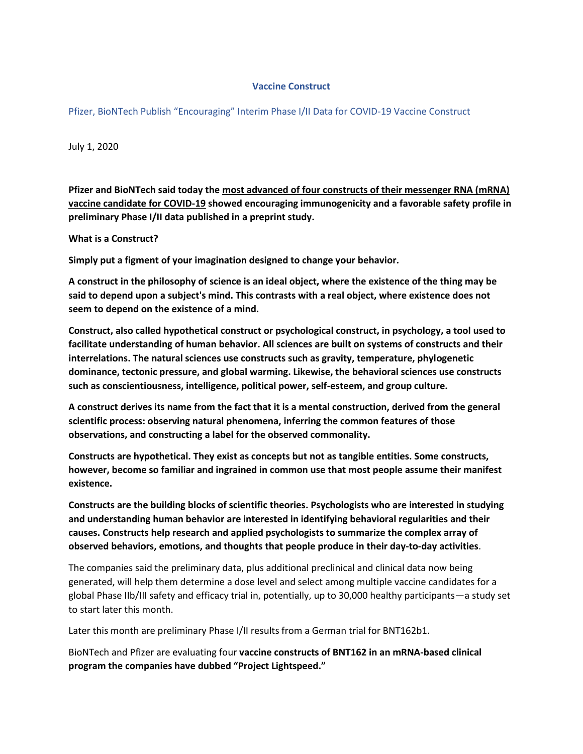# Vaccine Construct

Pfizer, BioNTech Publish "Encouraging" Interim Phase I/II Data for COVID-19 Vaccine Construct

July 1, 2020

**Pfizer and BioNTech said today the most advanced of four constructs of their messenger RNA (mRNA) vaccine candidate for COVID-19 showed encouraging immunogenicity and a favorable safety profile in preliminary Phase I/II data published in a preprint study.**

**What is a Construct?**

**Simply put a figment of your imagination designed to change your behavior.**

**A construct in the philosophy of science is an ideal object, where the existence of the thing may be said to depend upon a subject's mind. This contrasts with a real object, where existence does not seem to depend on the existence of a mind.**

**Construct, also called hypothetical construct or psychological construct, in psychology, a tool used to facilitate understanding of human behavior. All sciences are built on systems of constructs and their interrelations. The natural sciences use constructs such as gravity, temperature, phylogenetic dominance, tectonic pressure, and global warming. Likewise, the behavioral sciences use constructs such as conscientiousness, intelligence, political power, self-esteem, and group culture.**

**A construct derives its name from the fact that it is a mental construction, derived from the general scientific process: observing natural phenomena, inferring the common features of those observations, and constructing a label for the observed commonality.**

**Constructs are hypothetical. They exist as concepts but not as tangible entities. Some constructs, however, become so familiar and ingrained in common use that most people assume their manifest existence.**

**Constructs are the building blocks of scientific theories. Psychologists who are interested in studying and understanding human behavior are interested in identifying behavioral regularities and their causes. Constructs help research and applied psychologists to summarize the complex array of observed behaviors, emotions, and thoughts that people produce in their day-to-day activities**.

The companies said the preliminary data, plus additional preclinical and clinical data now being generated, will help them determine a dose level and select among multiple vaccine candidates for a global Phase IIb/III safety and efficacy trial in, potentially, up to 30,000 healthy participants—a study set to start later this month.

Later this month are preliminary Phase I/II results from a German trial for BNT162b1.

BioNTech and Pfizer are evaluating four **vaccine constructs of BNT162 in an mRNA-based clinical program the companies have dubbed "Project Lightspeed."**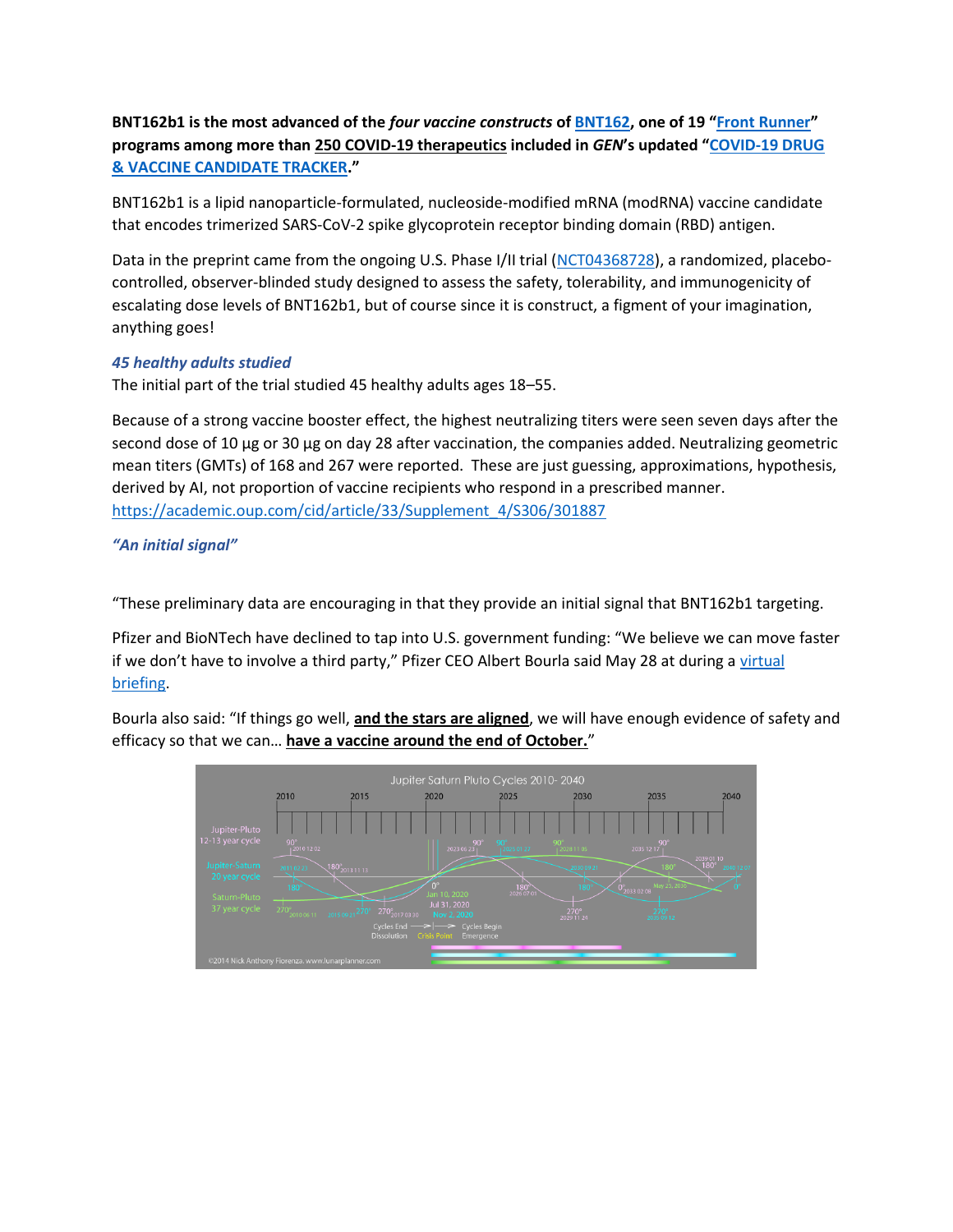**BNT162b1 is the most advanced of the *four vaccine constructs* of [BNT162](), one of 19 "[Front Runner]()" programs among more than 250 COVID-19 therapeutics included in *GEN*'s updated "[COVID-19 DRUG & VACCINE CANDIDATE TRACKER]()."**

BNT162b1 is a lipid nanoparticle-formulated, nucleoside-modified mRNA (modRNA) vaccine candidate that encodes trimerized SARS-CoV-2 spike glycoprotein receptor binding domain (RBD) antigen.

Data in the preprint came from the ongoing U.S. Phase I/II trial ([NCT04368728]()), a randomized, placebo-controlled, observer-blinded study designed to assess the safety, tolerability, and immunogenicity of escalating dose levels of BNT162b1, but of course since it is construct, a figment of your imagination, anything goes!

### *45 healthy adults studied*

The initial part of the trial studied 45 healthy adults ages 18–55.

Because of a strong vaccine booster effect, the highest neutralizing titers were seen seven days after the second dose of 10 µg or 30 µg on day 28 after vaccination, the companies added. Neutralizing geometric mean titers (GMTs) of 168 and 267 were reported. These are just guessing, approximations, hypothesis, derived by AI, not proportion of vaccine recipients who respond in a prescribed manner. https://academic.oup.com/cid/article/33/Supplement_4/S306/301887

### *"An initial signal"*

"These preliminary data are encouraging in that they provide an initial signal that BNT162b1 targeting.

Pfizer and BioNTech have declined to tap into U.S. government funding: "We believe we can move faster if we don't have to involve a third party," Pfizer CEO Albert Bourla said May 28 at during a [virtual briefing]().

Bourla also said: "If things go well, **and the stars are aligned**, we will have enough evidence of safety and efficacy so that we can… **have a vaccine around the end of October.**"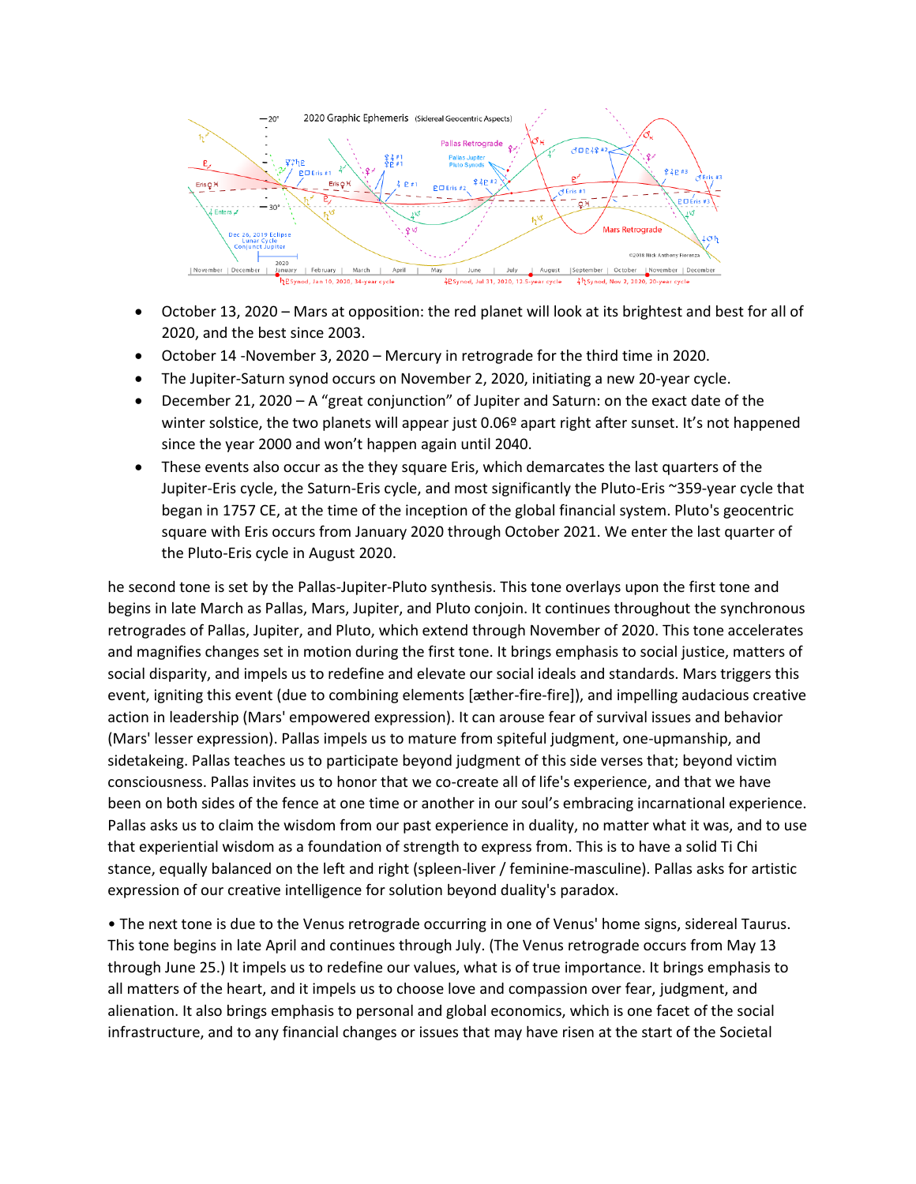- October 13, 2020 – Mars at opposition: the red planet will look at its brightest and best for all of 2020, and the best since 2003.
- October 14 -November 3, 2020 – Mercury in retrograde for the third time in 2020.
- The Jupiter-Saturn synod occurs on November 2, 2020, initiating a new 20-year cycle.
- December 21, 2020 – A “great conjunction” of Jupiter and Saturn: on the exact date of the winter solstice, the two planets will appear just 0.06º apart right after sunset. It’s not happened since the year 2000 and won’t happen again until 2040.
- These events also occur as the they square Eris, which demarcates the last quarters of the Jupiter-Eris cycle, the Saturn-Eris cycle, and most significantly the Pluto-Eris ~359-year cycle that began in 1757 CE, at the time of the inception of the global financial system. Pluto's geocentric square with Eris occurs from January 2020 through October 2021. We enter the last quarter of the Pluto-Eris cycle in August 2020.

he second tone is set by the Pallas-Jupiter-Pluto synthesis. This tone overlays upon the first tone and begins in late March as Pallas, Mars, Jupiter, and Pluto conjoin. It continues throughout the synchronous retrogrades of Pallas, Jupiter, and Pluto, which extend through November of 2020. This tone accelerates and magnifies changes set in motion during the first tone. It brings emphasis to social justice, matters of social disparity, and impels us to redefine and elevate our social ideals and standards. Mars triggers this event, igniting this event (due to combining elements [æther-fire-fire]), and impelling audacious creative action in leadership (Mars' empowered expression). It can arouse fear of survival issues and behavior (Mars' lesser expression). Pallas impels us to mature from spiteful judgment, one-upmanship, and sidetakeing. Pallas teaches us to participate beyond judgment of this side verses that; beyond victim consciousness. Pallas invites us to honor that we co-create all of life's experience, and that we have been on both sides of the fence at one time or another in our soul’s embracing incarnational experience. Pallas asks us to claim the wisdom from our past experience in duality, no matter what it was, and to use that experiential wisdom as a foundation of strength to express from. This is to have a solid Ti Chi stance, equally balanced on the left and right (spleen-liver / feminine-masculine). Pallas asks for artistic expression of our creative intelligence for solution beyond duality's paradox.

• The next tone is due to the Venus retrograde occurring in one of Venus' home signs, sidereal Taurus. This tone begins in late April and continues through July. (The Venus retrograde occurs from May 13 through June 25.) It impels us to redefine our values, what is of true importance. It brings emphasis to all matters of the heart, and it impels us to choose love and compassion over fear, judgment, and alienation. It also brings emphasis to personal and global economics, which is one facet of the social infrastructure, and to any financial changes or issues that may have risen at the start of the Societal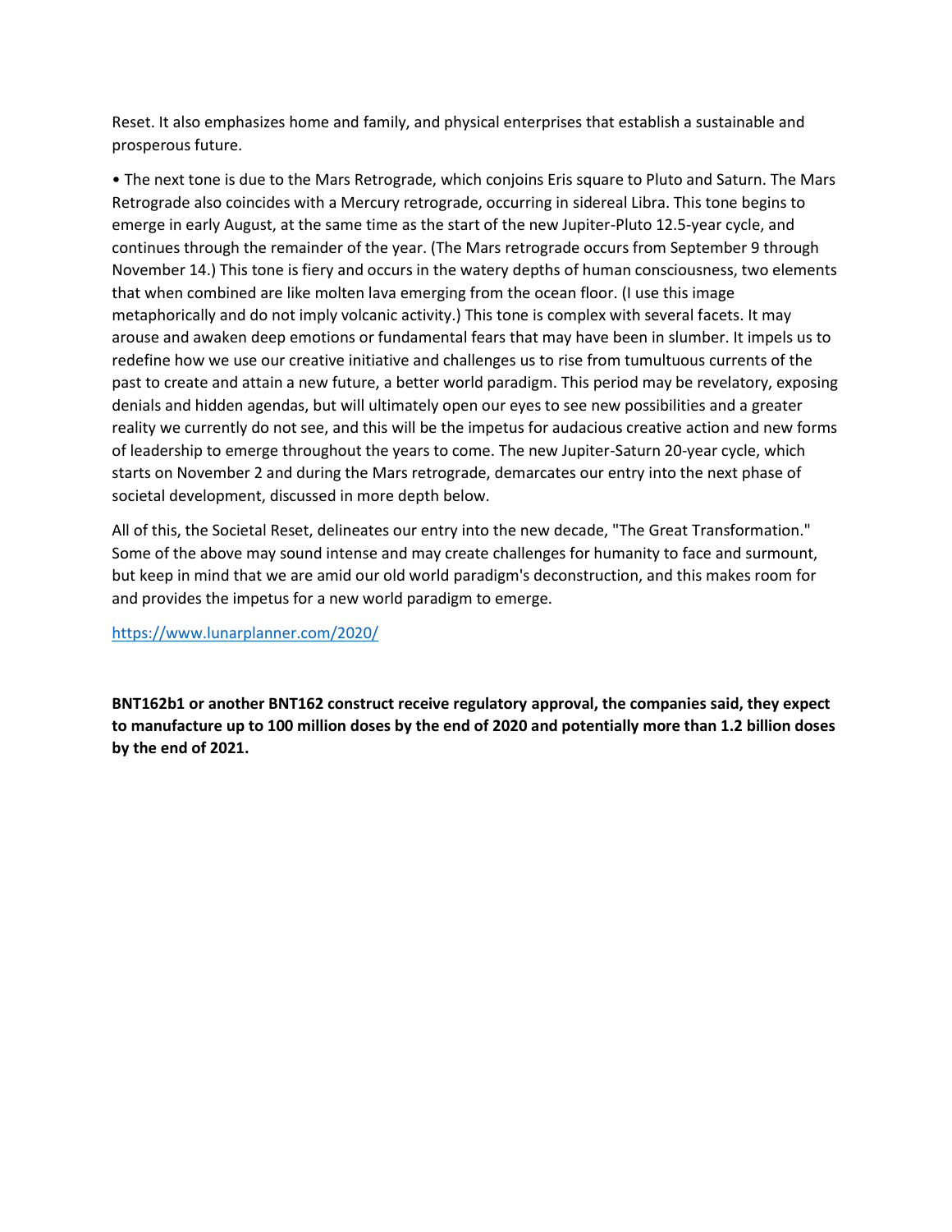Reset. It also emphasizes home and family, and physical enterprises that establish a sustainable and prosperous future.

• The next tone is due to the Mars Retrograde, which conjoins Eris square to Pluto and Saturn. The Mars Retrograde also coincides with a Mercury retrograde, occurring in sidereal Libra. This tone begins to emerge in early August, at the same time as the start of the new Jupiter-Pluto 12.5-year cycle, and continues through the remainder of the year. (The Mars retrograde occurs from September 9 through November 14.) This tone is fiery and occurs in the watery depths of human consciousness, two elements that when combined are like molten lava emerging from the ocean floor. (I use this image metaphorically and do not imply volcanic activity.) This tone is complex with several facets. It may arouse and awaken deep emotions or fundamental fears that may have been in slumber. It impels us to redefine how we use our creative initiative and challenges us to rise from tumultuous currents of the past to create and attain a new future, a better world paradigm. This period may be revelatory, exposing denials and hidden agendas, but will ultimately open our eyes to see new possibilities and a greater reality we currently do not see, and this will be the impetus for audacious creative action and new forms of leadership to emerge throughout the years to come. The new Jupiter-Saturn 20-year cycle, which starts on November 2 and during the Mars retrograde, demarcates our entry into the next phase of societal development, discussed in more depth below.

All of this, the Societal Reset, delineates our entry into the new decade, "The Great Transformation." Some of the above may sound intense and may create challenges for humanity to face and surmount, but keep in mind that we are amid our old world paradigm's deconstruction, and this makes room for and provides the impetus for a new world paradigm to emerge.

https://www.lunarplanner.com/2020/

**BNT162b1 or another BNT162 construct receive regulatory approval, the companies said, they expect to manufacture up to 100 million doses by the end of 2020 and potentially more than 1.2 billion doses by the end of 2021.**